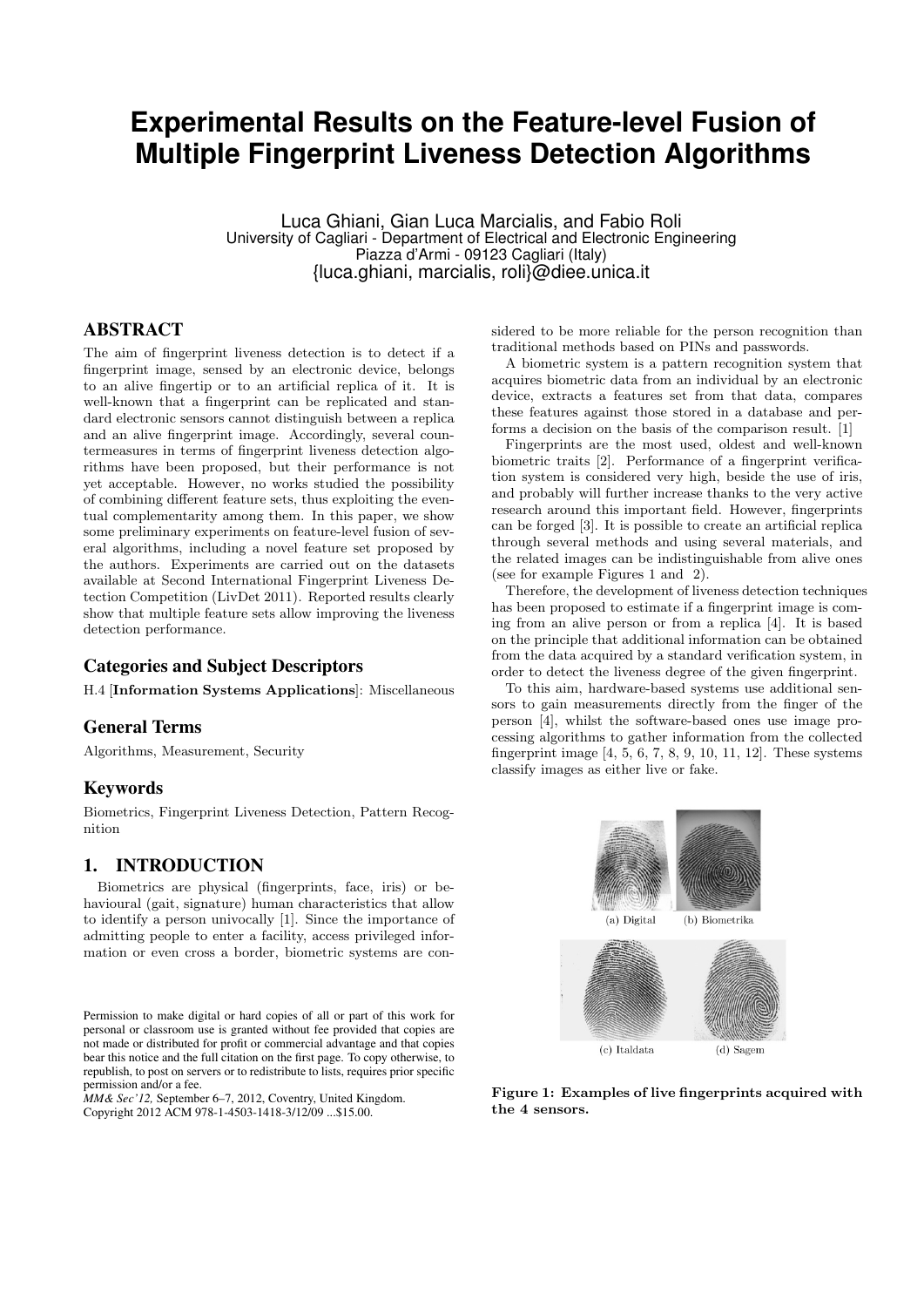# Experimental Results on the Feature-level Fusion of Multiple Fingerprint Liveness Detection Algorithms

Luca Ghiani, Gian Luca Marcialis, and Fabio Roli
University of Cagliari - Department of Electrical and Electronic Engineering
Piazza d'Armi - 09123 Cagliari (Italy)
{luca.ghiani, marcialis, roli}@diee.unica.it

## ABSTRACT

The aim of fingerprint liveness detection is to detect if a fingerprint image, sensed by an electronic device, belongs to an alive fingertip or to an artificial replica of it. It is well-known that a fingerprint can be replicated and standard electronic sensors cannot distinguish between a replica and an alive fingerprint image. Accordingly, several countermeasures in terms of fingerprint liveness detection algorithms have been proposed, but their performance is not yet acceptable. However, no works studied the possibility of combining different feature sets, thus exploiting the eventual complementarity among them. In this paper, we show some preliminary experiments on feature-level fusion of several algorithms, including a novel feature set proposed by the authors. Experiments are carried out on the datasets available at Second International Fingerprint Liveness Detection Competition (LivDet 2011). Reported results clearly show that multiple feature sets allow improving the liveness detection performance.

### Categories and Subject Descriptors

H.4 [**Information Systems Applications**]: Miscellaneous

### General Terms

Algorithms, Measurement, Security

### Keywords

Biometrics, Fingerprint Liveness Detection, Pattern Recognition

## 1. INTRODUCTION

Biometrics are physical (fingerprints, face, iris) or behavioural (gait, signature) human characteristics that allow to identify a person univocally [1]. Since the importance of admitting people to enter a facility, access privileged information or even cross a border, biometric systems are considered to be more reliable for the person recognition than traditional methods based on PINs and passwords.

A biometric system is a pattern recognition system that acquires biometric data from an individual by an electronic device, extracts a features set from that data, compares these features against those stored in a database and performs a decision on the basis of the comparison result. [1]

Fingerprints are the most used, oldest and well-known biometric traits [2]. Performance of a fingerprint verification system is considered very high, beside the use of iris, and probably will further increase thanks to the very active research around this important field. However, fingerprints can be forged [3]. It is possible to create an artificial replica through several methods and using several materials, and the related images can be indistinguishable from alive ones (see for example Figures 1 and 2).

Therefore, the development of liveness detection techniques has been proposed to estimate if a fingerprint image is coming from an alive person or from a replica [4]. It is based on the principle that additional information can be obtained from the data acquired by a standard verification system, in order to detect the liveness degree of the given fingerprint.

To this aim, hardware-based systems use additional sensors to gain measurements directly from the finger of the person [4], whilst the software-based ones use image processing algorithms to gather information from the collected fingerprint image [4, 5, 6, 7, 8, 9, 10, 11, 12]. These systems classify images as either live or fake.

(a) Digital (b) Biometrika

(c) Italdata (d) Sagem

**Figure 1: Examples of live fingerprints acquired with the 4 sensors.**

Permission to make digital or hard copies of all or part of this work for personal or classroom use is granted without fee provided that copies are not made or distributed for profit or commercial advantage and that copies bear this notice and the full citation on the first page. To copy otherwise, to republish, to post on servers or to redistribute to lists, requires prior specific permission and/or a fee.
*MM& Sec'12,* September 6–7, 2012, Coventry, United Kingdom.
Copyright 2012 ACM 978-1-4503-1418-3/12/09 ...$15.00.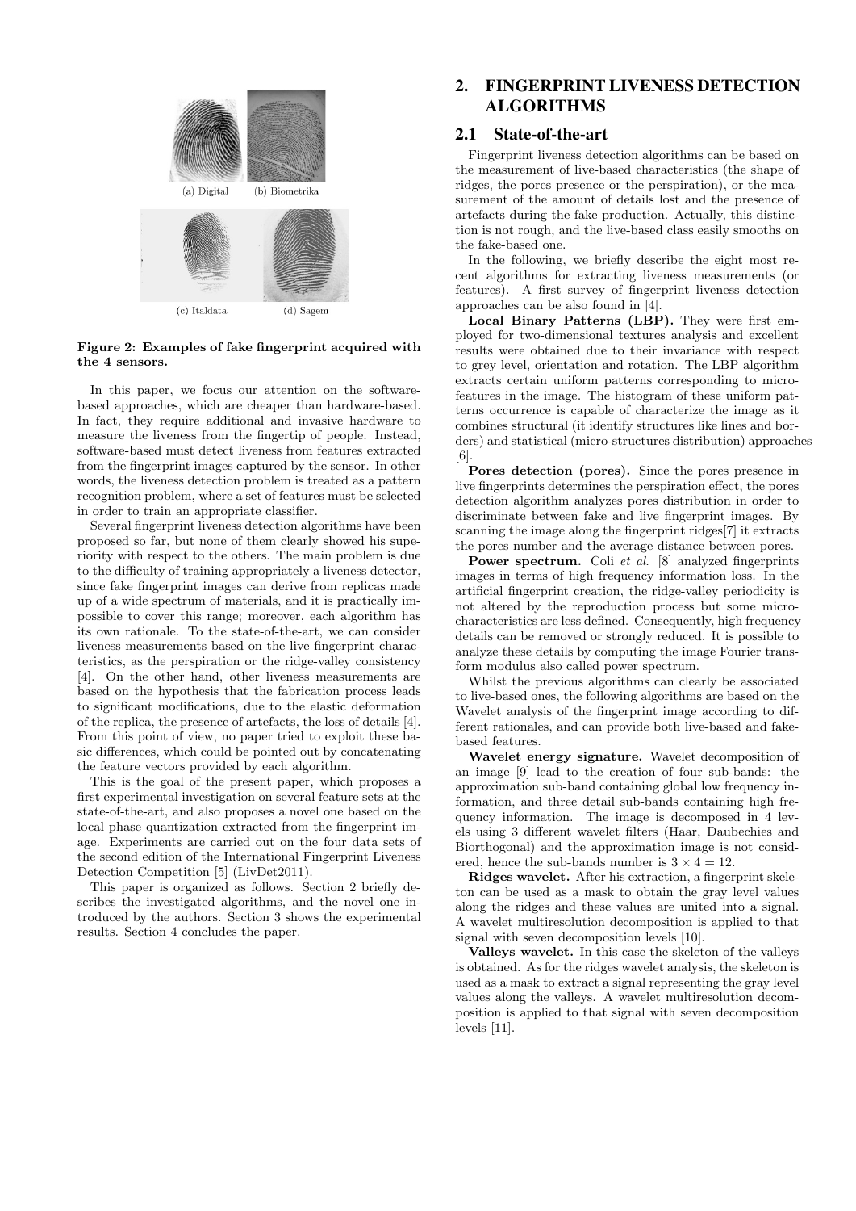(a) Digital (b) Biometrika

(c) Italdata (d) Sagem

**Figure 2: Examples of fake fingerprint acquired with the 4 sensors.**

In this paper, we focus our attention on the software-based approaches, which are cheaper than hardware-based. In fact, they require additional and invasive hardware to measure the liveness from the fingertip of people. Instead, software-based must detect liveness from features extracted from the fingerprint images captured by the sensor. In other words, the liveness detection problem is treated as a pattern recognition problem, where a set of features must be selected in order to train an appropriate classifier.

Several fingerprint liveness detection algorithms have been proposed so far, but none of them clearly showed his superiority with respect to the others. The main problem is due to the difficulty of training appropriately a liveness detector, since fake fingerprint images can derive from replicas made up of a wide spectrum of materials, and it is practically impossible to cover this range; moreover, each algorithm has its own rationale. To the state-of-the-art, we can consider liveness measurements based on the live fingerprint characteristics, as the perspiration or the ridge-valley consistency [4]. On the other hand, other liveness measurements are based on the hypothesis that the fabrication process leads to significant modifications, due to the elastic deformation of the replica, the presence of artefacts, the loss of details [4]. From this point of view, no paper tried to exploit these basic differences, which could be pointed out by concatenating the feature vectors provided by each algorithm.

This is the goal of the present paper, which proposes a first experimental investigation on several feature sets at the state-of-the-art, and also proposes a novel one based on the local phase quantization extracted from the fingerprint image. Experiments are carried out on the four data sets of the second edition of the International Fingerprint Liveness Detection Competition [5] (LivDet2011).

This paper is organized as follows. Section 2 briefly describes the investigated algorithms, and the novel one introduced by the authors. Section 3 shows the experimental results. Section 4 concludes the paper.

## 2. FINGERPRINT LIVENESS DETECTION ALGORITHMS

### 2.1 State-of-the-art

Fingerprint liveness detection algorithms can be based on the measurement of live-based characteristics (the shape of ridges, the pores presence or the perspiration), or the measurement of the amount of details lost and the presence of artefacts during the fake production. Actually, this distinction is not rough, and the live-based class easily smooths on the fake-based one.

In the following, we briefly describe the eight most recent algorithms for extracting liveness measurements (or features). A first survey of fingerprint liveness detection approaches can be also found in [4].

**Local Binary Patterns (LBP).** They were first employed for two-dimensional textures analysis and excellent results were obtained due to their invariance with respect to grey level, orientation and rotation. The LBP algorithm extracts certain uniform patterns corresponding to micro-features in the image. The histogram of these uniform patterns occurrence is capable of characterize the image as it combines structural (it identify structures like lines and borders) and statistical (micro-structures distribution) approaches [6].

**Pores detection (pores).** Since the pores presence in live fingerprints determines the perspiration effect, the pores detection algorithm analyzes pores distribution in order to discriminate between fake and live fingerprint images. By scanning the image along the fingerprint ridges[7] it extracts the pores number and the average distance between pores.

**Power spectrum.** Coli *et al*. [8] analyzed fingerprints images in terms of high frequency information loss. In the artificial fingerprint creation, the ridge-valley periodicity is not altered by the reproduction process but some micro-characteristics are less defined. Consequently, high frequency details can be removed or strongly reduced. It is possible to analyze these details by computing the image Fourier transform modulus also called power spectrum.

Whilst the previous algorithms can clearly be associated to live-based ones, the following algorithms are based on the Wavelet analysis of the fingerprint image according to different rationales, and can provide both live-based and fake-based features.

**Wavelet energy signature.** Wavelet decomposition of an image [9] lead to the creation of four sub-bands: the approximation sub-band containing global low frequency information, and three detail sub-bands containing high frequency information. The image is decomposed in 4 levels using 3 different wavelet filters (Haar, Daubechies and Biorthogonal) and the approximation image is not considered, hence the sub-bands number is $3 \times 4 = 12$.

**Ridges wavelet.** After his extraction, a fingerprint skeleton can be used as a mask to obtain the gray level values along the ridges and these values are united into a signal. A wavelet multiresolution decomposition is applied to that signal with seven decomposition levels [10].

**Valleys wavelet.** In this case the skeleton of the valleys is obtained. As for the ridges wavelet analysis, the skeleton is used as a mask to extract a signal representing the gray level values along the valleys. A wavelet multiresolution decomposition is applied to that signal with seven decomposition levels [11].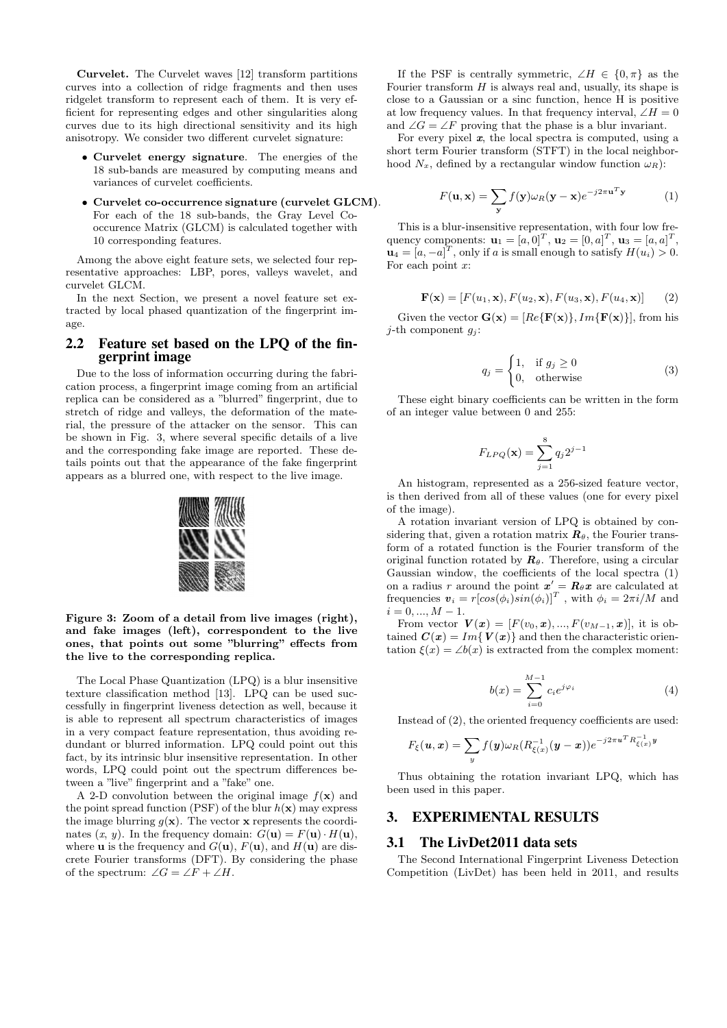**Curvelet.** The Curvelet waves [12] transform partitions curves into a collection of ridge fragments and then uses ridgelet transform to represent each of them. It is very efficient for representing edges and other singularities along curves due to its high directional sensitivity and its high anisotropy. We consider two different curvelet signature:

- **Curvelet energy signature**. The energies of the 18 sub-bands are measured by computing means and variances of curvelet coefficients.
- **Curvelet co-occurrence signature (curvelet GLCM)**. For each of the 18 sub-bands, the Gray Level Co-occurence Matrix (GLCM) is calculated together with 10 corresponding features.

Among the above eight feature sets, we selected four representative approaches: LBP, pores, valleys wavelet, and curvelet GLCM.

In the next Section, we present a novel feature set extracted by local phased quantization of the fingerprint image.

## 2.2 Feature set based on the LPQ of the fingerprint image

Due to the loss of information occurring during the fabrication process, a fingerprint image coming from an artificial replica can be considered as a "blurred" fingerprint, due to stretch of ridge and valleys, the deformation of the material, the pressure of the attacker on the sensor. This can be shown in Fig. 3, where several specific details of a live and the corresponding fake image are reported. These details points out that the appearance of the fake fingerprint appears as a blurred one, with respect to the live image.

**Figure 3: Zoom of a detail from live images (right), and fake images (left), correspondent to the live ones, that points out some "blurring" effects from the live to the corresponding replica.**

The Local Phase Quantization (LPQ) is a blur insensitive texture classification method [13]. LPQ can be used successfully in fingerprint liveness detection as well, because it is able to represent all spectrum characteristics of images in a very compact feature representation, thus avoiding redundant or blurred information. LPQ could point out this fact, by its intrinsic blur insensitive representation. In other words, LPQ could point out the spectrum differences between a "live" fingerprint and a "fake" one.

A 2-D convolution between the original image $f(\mathbf{x})$ and the point spread function (PSF) of the blur $h(\mathbf{x})$ may express the image blurring $g(\mathbf{x})$. The vector $\mathbf{x}$ represents the coordinates $(x, y)$. In the frequency domain: $G(\mathbf{u}) = F(\mathbf{u}) \cdot H(\mathbf{u})$, where $\mathbf{u}$ is the frequency and $G(\mathbf{u})$, $F(\mathbf{u})$, and $H(\mathbf{u})$ are discrete Fourier transforms (DFT). By considering the phase of the spectrum: $\angle G = \angle F + \angle H$.

If the PSF is centrally symmetric, $\angle H \in \{0, \pi\}$ as the Fourier transform $H$ is always real and, usually, its shape is close to a Gaussian or a sinc function, hence H is positive at low frequency values. In that frequency interval, $\angle H = 0$ and $\angle G = \angle F$ proving that the phase is a blur invariant.

For every pixel $\boldsymbol{x}$, the local spectra is computed, using a short term Fourier transform (STFT) in the local neighborhood $N_x$, defined by a rectangular window function $\omega_R$):

$$F(\mathbf{u}, \mathbf{x}) = \sum_{\mathbf{y}} f(\mathbf{y}) \omega_R(\mathbf{y} - \mathbf{x}) e^{-j2\pi \mathbf{u}^T \mathbf{y}} \tag{1}$$

This is a blur-insensitive representation, with four low frequency components: $\mathbf{u}_1 = [a, 0]^T$, $\mathbf{u}_2 = [0, a]^T$, $\mathbf{u}_3 = [a, a]^T$, $\mathbf{u}_4 = [a, -a]^T$, only if $a$ is small enough to satisfy $H(u_i) > 0$. For each point $x$:

$$\mathbf{F}(\mathbf{x}) = [F(u_1, \mathbf{x}), F(u_2, \mathbf{x}), F(u_3, \mathbf{x}), F(u_4, \mathbf{x})] \tag{2}$$

Given the vector $\mathbf{G}(\mathbf{x}) = [Re\{\mathbf{F}(\mathbf{x})\}, Im\{\mathbf{F}(\mathbf{x})\}]$, from his $j$-th component $g_j$:

$$q_j = \begin{cases} 1, & \text{if } g_j \geq 0 \\ 0, & \text{otherwise} \end{cases} \tag{3}$$

These eight binary coefficients can be written in the form of an integer value between 0 and 255:

$$F_{LPQ}(\mathbf{x}) = \sum_{j=1}^{8} q_j 2^{j-1}$$

An histogram, represented as a 256-sized feature vector, is then derived from all of these values (one for every pixel of the image).

A rotation invariant version of LPQ is obtained by considering that, given a rotation matrix $\boldsymbol{R}_\theta$, the Fourier transform of a rotated function is the Fourier transform of the original function rotated by $\boldsymbol{R}_\theta$. Therefore, using a circular Gaussian window, the coefficients of the local spectra (1) on a radius $r$ around the point $\boldsymbol{x}' = \boldsymbol{R}_\theta \boldsymbol{x}$ are calculated at frequencies $\boldsymbol{v}_i = r[cos(\phi_i) sin(\phi_i)]^T$ , with $\phi_i = 2\pi i/M$ and $i = 0, ..., M-1$.

From vector $\boldsymbol{V}(\boldsymbol{x}) = [F(v_0, \boldsymbol{x}), ..., F(v_{M-1}, \boldsymbol{x})]$, it is obtained $\boldsymbol{C}(\boldsymbol{x}) = Im\{\boldsymbol{V}(\boldsymbol{x})\}$ and then the characteristic orientation $\xi(x) = \angle b(x)$ is extracted from the complex moment:

$$b(x) = \sum_{i=0}^{M-1} c_i e^{j\varphi_i} \tag{4}$$

Instead of (2), the oriented frequency coefficients are used:

$$F_\xi(\boldsymbol{u}, \boldsymbol{x}) = \sum_{y} f(\boldsymbol{y}) \omega_R(R_{\xi(x)}^{-1}(\boldsymbol{y} - \boldsymbol{x})) e^{-j2\pi \boldsymbol{u}^T R_{\xi(x)}^{-1} \boldsymbol{y}}$$

Thus obtaining the rotation invariant LPQ, which has been used in this paper.

# 3. EXPERIMENTAL RESULTS

## 3.1 The LivDet2011 data sets

The Second International Fingerprint Liveness Detection Competition (LivDet) has been held in 2011, and results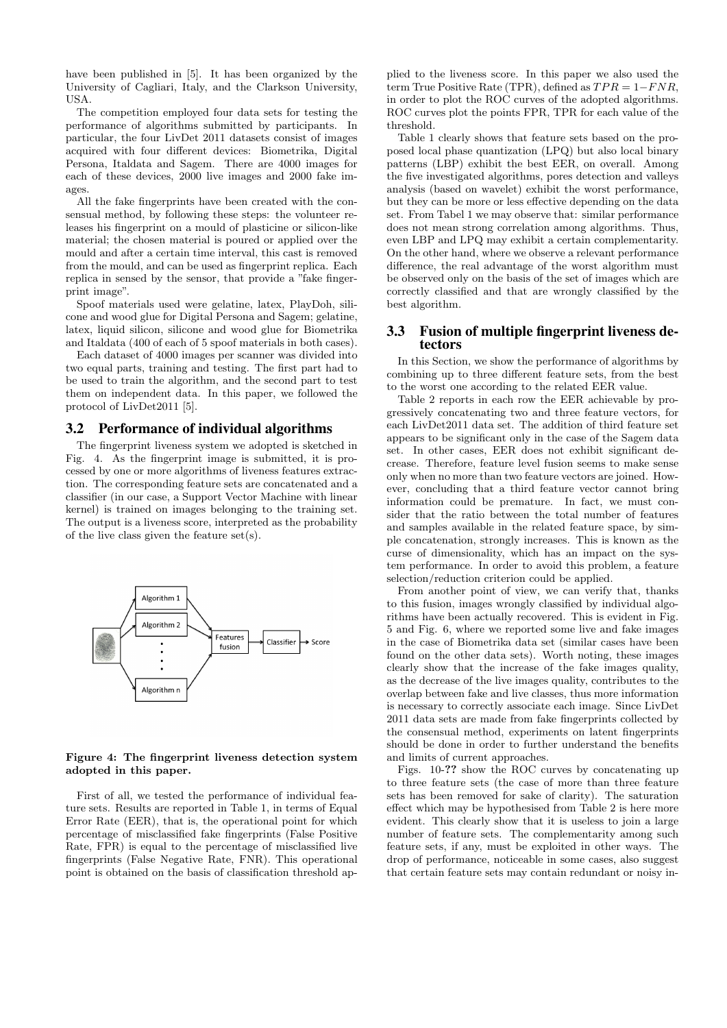have been published in [5]. It has been organized by the University of Cagliari, Italy, and the Clarkson University, USA.

The competition employed four data sets for testing the performance of algorithms submitted by participants. In particular, the four LivDet 2011 datasets consist of images acquired with four different devices: Biometrika, Digital Persona, Italdata and Sagem. There are 4000 images for each of these devices, 2000 live images and 2000 fake images.

All the fake fingerprints have been created with the consensual method, by following these steps: the volunteer releases his fingerprint on a mould of plasticine or silicon-like material; the chosen material is poured or applied over the mould and after a certain time interval, this cast is removed from the mould, and can be used as fingerprint replica. Each replica in sensed by the sensor, that provide a "fake fingerprint image".

Spoof materials used were gelatine, latex, PlayDoh, silicone and wood glue for Digital Persona and Sagem; gelatine, latex, liquid silicon, silicone and wood glue for Biometrika and Italdata (400 of each of 5 spoof materials in both cases).

Each dataset of 4000 images per scanner was divided into two equal parts, training and testing. The first part had to be used to train the algorithm, and the second part to test them on independent data. In this paper, we followed the protocol of LivDet2011 [5].

## 3.2 Performance of individual algorithms

The fingerprint liveness system we adopted is sketched in Fig. 4. As the fingerprint image is submitted, it is processed by one or more algorithms of liveness features extraction. The corresponding feature sets are concatenated and a classifier (in our case, a Support Vector Machine with linear kernel) is trained on images belonging to the training set. The output is a liveness score, interpreted as the probability of the live class given the feature set(s).

Algorithm 1
Algorithm 2
Algorithm n
Features fusion
Classifier
Score

**Figure 4: The fingerprint liveness detection system adopted in this paper.**

First of all, we tested the performance of individual feature sets. Results are reported in Table 1, in terms of Equal Error Rate (EER), that is, the operational point for which percentage of misclassified fake fingerprints (False Positive Rate, FPR) is equal to the percentage of misclassified live fingerprints (False Negative Rate, FNR). This operational point is obtained on the basis of classification threshold applied to the liveness score. In this paper we also used the term True Positive Rate (TPR), defined as $TPR = 1 - FNR$, in order to plot the ROC curves of the adopted algorithms. ROC curves plot the points FPR, TPR for each value of the threshold.

Table 1 clearly shows that feature sets based on the proposed local phase quantization (LPQ) but also local binary patterns (LBP) exhibit the best EER, on overall. Among the five investigated algorithms, pores detection and valleys analysis (based on wavelet) exhibit the worst performance, but they can be more or less effective depending on the data set. From Tabel 1 we may observe that: similar performance does not mean strong correlation among algorithms. Thus, even LBP and LPQ may exhibit a certain complementarity. On the other hand, where we observe a relevant performance difference, the real advantage of the worst algorithm must be observed only on the basis of the set of images which are correctly classified and that are wrongly classified by the best algorithm.

## 3.3 Fusion of multiple fingerprint liveness detectors

In this Section, we show the performance of algorithms by combining up to three different feature sets, from the best to the worst one according to the related EER value.

Table 2 reports in each row the EER achievable by progressively concatenating two and three feature vectors, for each LivDet2011 data set. The addition of third feature set appears to be significant only in the case of the Sagem data set. In other cases, EER does not exhibit significant decrease. Therefore, feature level fusion seems to make sense only when no more than two feature vectors are joined. However, concluding that a third feature vector cannot bring information could be premature. In fact, we must consider that the ratio between the total number of features and samples available in the related feature space, by simple concatenation, strongly increases. This is known as the curse of dimensionality, which has an impact on the system performance. In order to avoid this problem, a feature selection/reduction criterion could be applied.

From another point of view, we can verify that, thanks to this fusion, images wrongly classified by individual algorithms have been actually recovered. This is evident in Fig. 5 and Fig. 6, where we reported some live and fake images in the case of Biometrika data set (similar cases have been found on the other data sets). Worth noting, these images clearly show that the increase of the fake images quality, as the decrease of the live images quality, contributes to the overlap between fake and live classes, thus more information is necessary to correctly associate each image. Since LivDet 2011 data sets are made from fake fingerprints collected by the consensual method, experiments on latent fingerprints should be done in order to further understand the benefits and limits of current approaches.

Figs. 10-**??** show the ROC curves by concatenating up to three feature sets (the case of more than three feature sets has been removed for sake of clarity). The saturation effect which may be hypothesised from Table 2 is here more evident. This clearly show that it is useless to join a large number of feature sets. The complementarity among such feature sets, if any, must be exploited in other ways. The drop of performance, noticeable in some cases, also suggest that certain feature sets may contain redundant or noisy in-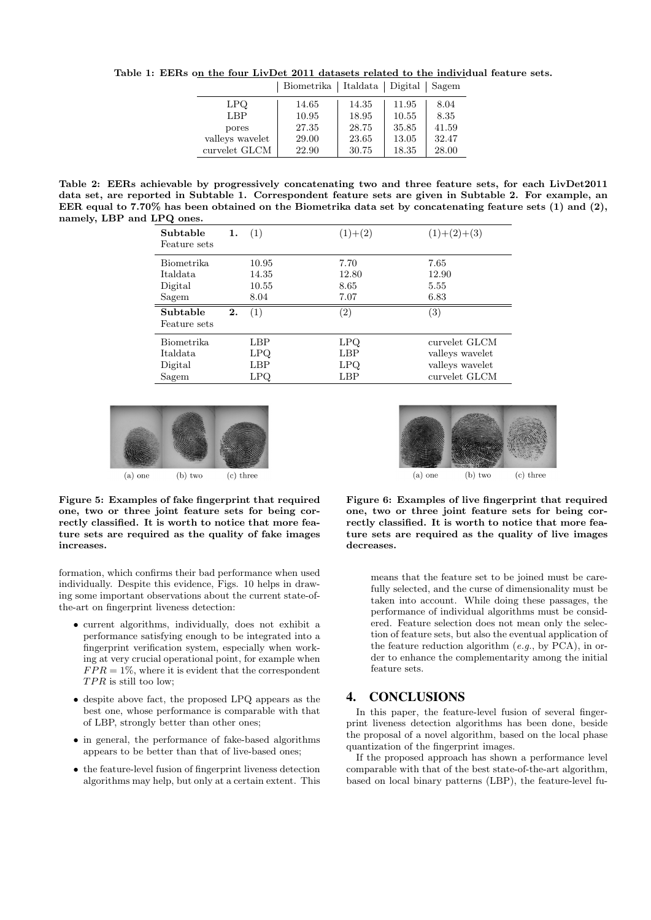**Table 1: EERs on the four LivDet 2011 datasets related to the individual feature sets.**

| | Biometrika | Italdata | Digital | Sagem |
|---|---|---|---|---|
| LPQ | 14.65 | 14.35 | 11.95 | 8.04 |
| LBP | 10.95 | 18.95 | 10.55 | 8.35 |
| pores | 27.35 | 28.75 | 35.85 | 41.59 |
| valleys wavelet | 29.00 | 23.65 | 13.05 | 32.47 |
| curvelet GLCM | 22.90 | 30.75 | 18.35 | 28.00 |

**Table 2: EERs achievable by progressively concatenating two and three feature sets, for each LivDet2011 data set, are reported in Subtable 1. Correspondent feature sets are given in Subtable 2. For example, an EER equal to 7.70% has been obtained on the Biometrika data set by concatenating feature sets (1) and (2), namely, LBP and LPQ ones.**

| **Subtable 1.** Feature sets | (1) | (1)+(2) | (1)+(2)+(3) |
|---|---|---|---|
| Biometrika | 10.95 | 7.70 | 7.65 |
| Italdata | 14.35 | 12.80 | 12.90 |
| Digital | 10.55 | 8.65 | 5.55 |
| Sagem | 8.04 | 7.07 | 6.83 |

| **Subtable 2.** Feature sets | (1) | (2) | (3) |
|---|---|---|---|
| Biometrika | LBP | LPQ | curvelet GLCM |
| Italdata | LPQ | LBP | valleys wavelet |
| Digital | LBP | LPQ | valleys wavelet |
| Sagem | LPQ | LBP | curvelet GLCM |

(a) one (b) two (c) three

**Figure 5: Examples of fake fingerprint that required one, two or three joint feature sets for being correctly classified. It is worth to notice that more feature sets are required as the quality of fake images increases.**

(a) one (b) two (c) three

**Figure 6: Examples of live fingerprint that required one, two or three joint feature sets for being correctly classified. It is worth to notice that more feature sets are required as the quality of live images decreases.**

formation, which confirms their bad performance when used individually. Despite this evidence, Figs. 10 helps in drawing some important observations about the current state-of-the-art on fingerprint liveness detection:

- current algorithms, individually, does not exhibit a performance satisfying enough to be integrated into a fingerprint verification system, especially when working at very crucial operational point, for example when $FPR = 1\%$, where it is evident that the correspondent $TPR$ is still too low;
- despite above fact, the proposed LPQ appears as the best one, whose performance is comparable with that of LBP, strongly better than other ones;
- in general, the performance of fake-based algorithms appears to be better than that of live-based ones;
- the feature-level fusion of fingerprint liveness detection algorithms may help, but only at a certain extent. This means that the feature set to be joined must be carefully selected, and the curse of dimensionality must be taken into account. While doing these passages, the performance of individual algorithms must be considered. Feature selection does not mean only the selection of feature sets, but also the eventual application of the feature reduction algorithm (*e.g.*, by PCA), in order to enhance the complementarity among the initial feature sets.

## 4. CONCLUSIONS

In this paper, the feature-level fusion of several fingerprint liveness detection algorithms has been done, beside the proposal of a novel algorithm, based on the local phase quantization of the fingerprint images.

If the proposed approach has shown a performance level comparable with that of the best state-of-the-art algorithm, based on local binary patterns (LBP), the feature-level fu-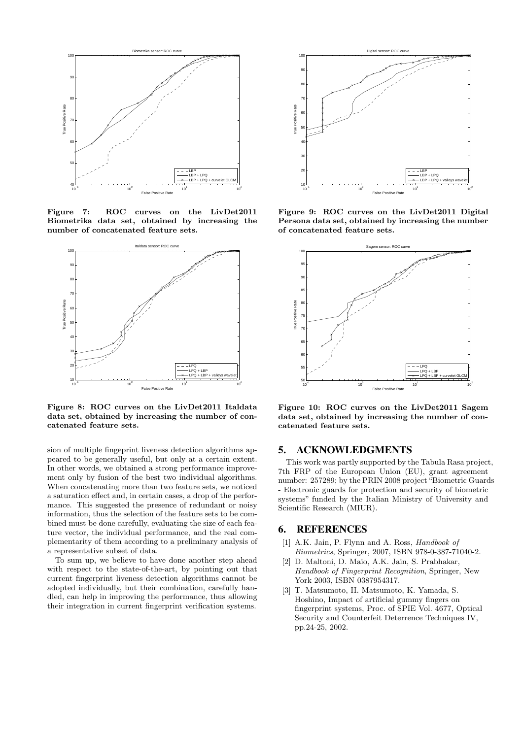Figure 7: ROC curves on the LivDet2011 Biometrika data set, obtained by increasing the number of concatenated feature sets.

Figure 8: ROC curves on the LivDet2011 Italdata data set, obtained by increasing the number of concatenated feature sets.

sion of multiple fingerprint liveness detection algorithms appeared to be generally useful, but only at a certain extent. In other words, we obtained a strong performance improvement only by fusion of the best two individual algorithms. When concatenating more than two feature sets, we noticed a saturation effect and, in certain cases, a drop of the performance. This suggested the presence of redundant or noisy information, thus the selection of the feature sets to be combined must be done carefully, evaluating the size of each feature vector, the individual performance, and the real complementarity of them according to a preliminary analysis of a representative subset of data.

To sum up, we believe to have done another step ahead with respect to the state-of-the-art, by pointing out that current fingerprint liveness detection algorithms cannot be adopted individually, but their combination, carefully handled, can help in improving the performance, thus allowing their integration in current fingerprint verification systems.

Figure 9: ROC curves on the LivDet2011 Digital Persona data set, obtained by increasing the number of concatenated feature sets.

Figure 10: ROC curves on the LivDet2011 Sagem data set, obtained by increasing the number of concatenated feature sets.

## 5. ACKNOWLEDGMENTS

This work was partly supported by the Tabula Rasa project, 7th FRP of the European Union (EU), grant agreement number: 257289; by the PRIN 2008 project "Biometric Guards - Electronic guards for protection and security of biometric systems" funded by the Italian Ministry of University and Scientific Research (MIUR).

## 6. REFERENCES

[1] A.K. Jain, P. Flynn and A. Ross, *Handbook of Biometrics*, Springer, 2007, ISBN 978-0-387-71040-2.

[2] D. Maltoni, D. Maio, A.K. Jain, S. Prabhakar, *Handbook of Fingerprint Recognition*, Springer, New York 2003, ISBN 0387954317.

[3] T. Matsumoto, H. Matsumoto, K. Yamada, S. Hoshino, Impact of artificial gummy fingers on fingerprint systems, Proc. of SPIE Vol. 4677, Optical Security and Counterfeit Deterrence Techniques IV, pp.24-25, 2002.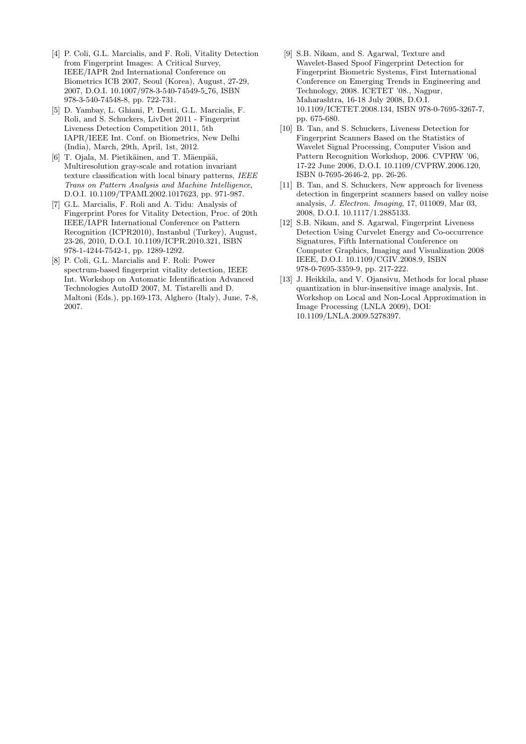[4] P. Coli, G.L. Marcialis, and F. Roli, Vitality Detection from Fingerprint Images: A Critical Survey, IEEE/IAPR 2nd International Conference on Biometrics ICB 2007, Seoul (Korea), August, 27-29, 2007, D.O.I. 10.1007/978-3-540-74549-5_76, ISBN 978-3-540-74548-8, pp. 722-731.

[5] D. Yambay, L. Ghiani, P. Denti, G.L. Marcialis, F. Roli, and S. Schuckers, LivDet 2011 - Fingerprint Liveness Detection Competition 2011, 5th IAPR/IEEE Int. Conf. on Biometrics, New Delhi (India), March, 29th, April, 1st, 2012.

[6] T. Ojala, M. Pietikäinen, and T. Mäenpää, Multiresolution gray-scale and rotation invariant texture classification with local binary patterns, *IEEE Trans on Pattern Analysis and Machine Intelligence*, D.O.I. 10.1109/TPAMI.2002.1017623, pp. 971-987.

[7] G.L. Marcialis, F. Roli and A. Tidu: Analysis of Fingerprint Pores for Vitality Detection, Proc. of 20th IEEE/IAPR International Conference on Pattern Recognition (ICPR2010), Instanbul (Turkey), August, 23-26, 2010, D.O.I. 10.1109/ICPR.2010.321, ISBN 978-1-4244-7542-1, pp. 1289-1292.

[8] P. Coli, G.L. Marcialis and F. Roli: Power spectrum-based fingerprint vitality detection, IEEE Int. Workshop on Automatic Identification Advanced Technologies AutoID 2007, M. Tistarelli and D. Maltoni (Eds.), pp.169-173, Alghero (Italy), June, 7-8, 2007.

[9] S.B. Nikam, and S. Agarwal, Texture and Wavelet-Based Spoof Fingerprint Detection for Fingerprint Biometric Systems, First International Conference on Emerging Trends in Engineering and Technology, 2008. ICETET '08., Nagpur, Maharashtra, 16-18 July 2008, D.O.I. 10.1109/ICETET.2008.134, ISBN 978-0-7695-3267-7, pp. 675-680.

[10] B. Tan, and S. Schuckers, Liveness Detection for Fingerprint Scanners Based on the Statistics of Wavelet Signal Processing, Computer Vision and Pattern Recognition Workshop, 2006. CVPRW '06, 17-22 June 2006, D.O.I. 10.1109/CVPRW.2006.120, ISBN 0-7695-2646-2, pp. 26-26.

[11] B. Tan, and S. Schuckers, New approach for liveness detection in fingerprint scanners based on valley noise analysis, *J. Electron. Imaging*, 17, 011009, Mar 03, 2008, D.O.I. 10.1117/1.2885133.

[12] S.B. Nikam, and S. Agarwal, Fingerprint Liveness Detection Using Curvelet Energy and Co-occurrence Signatures, Fifth International Conference on Computer Graphics, Imaging and Visualization 2008 IEEE, D.O.I. 10.1109/CGIV.2008.9, ISBN 978-0-7695-3359-9, pp. 217-222.

[13] J. Heikkila, and V. Ojansivu, Methods for local phase quantization in blur-insensitive image analysis, Int. Workshop on Local and Non-Local Approximation in Image Processing (LNLA 2009), DOI: 10.1109/LNLA.2009.5278397.